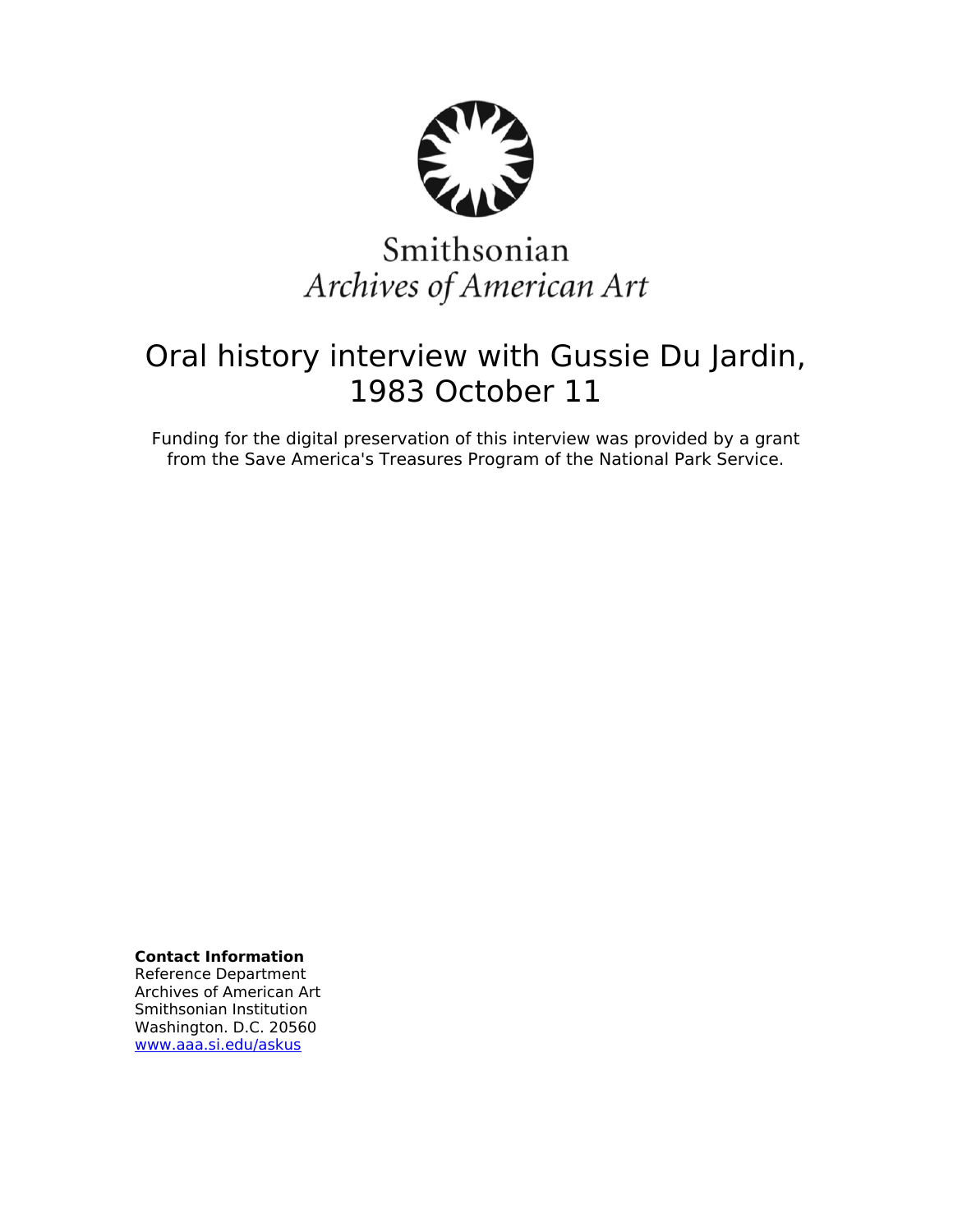Smithsonian

*Archives of American Art*

# Oral history interview with Gussie Du Jardin, 1983 October 11

Funding for the digital preservation of this interview was provided by a grant from the Save America's Treasures Program of the National Park Service.

**Contact Information**
Reference Department
Archives of American Art
Smithsonian Institution
Washington. D.C. 20560
www.aaa.si.edu/askus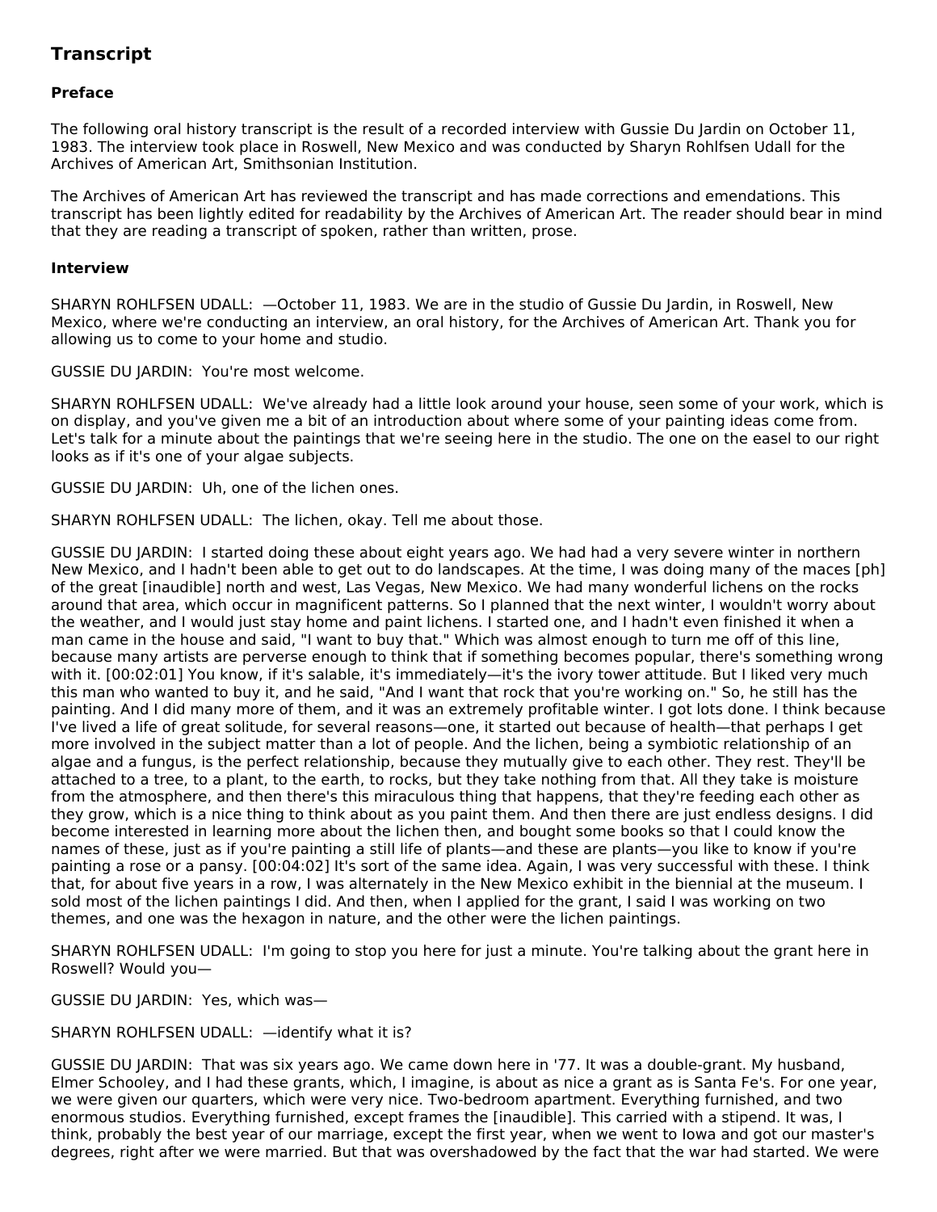## Transcript

### Preface

The following oral history transcript is the result of a recorded interview with Gussie Du Jardin on October 11, 1983. The interview took place in Roswell, New Mexico and was conducted by Sharyn Rohlfsen Udall for the Archives of American Art, Smithsonian Institution.

The Archives of American Art has reviewed the transcript and has made corrections and emendations. This transcript has been lightly edited for readability by the Archives of American Art. The reader should bear in mind that they are reading a transcript of spoken, rather than written, prose.

### Interview

SHARYN ROHLFSEN UDALL: —October 11, 1983. We are in the studio of Gussie Du Jardin, in Roswell, New Mexico, where we're conducting an interview, an oral history, for the Archives of American Art. Thank you for allowing us to come to your home and studio.

GUSSIE DU JARDIN: You're most welcome.

SHARYN ROHLFSEN UDALL: We've already had a little look around your house, seen some of your work, which is on display, and you've given me a bit of an introduction about where some of your painting ideas come from. Let's talk for a minute about the paintings that we're seeing here in the studio. The one on the easel to our right looks as if it's one of your algae subjects.

GUSSIE DU JARDIN: Uh, one of the lichen ones.

SHARYN ROHLFSEN UDALL: The lichen, okay. Tell me about those.

GUSSIE DU JARDIN: I started doing these about eight years ago. We had had a very severe winter in northern New Mexico, and I hadn't been able to get out to do landscapes. At the time, I was doing many of the maces [ph] of the great [inaudible] north and west, Las Vegas, New Mexico. We had many wonderful lichens on the rocks around that area, which occur in magnificent patterns. So I planned that the next winter, I wouldn't worry about the weather, and I would just stay home and paint lichens. I started one, and I hadn't even finished it when a man came in the house and said, "I want to buy that." Which was almost enough to turn me off of this line, because many artists are perverse enough to think that if something becomes popular, there's something wrong with it. [00:02:01] You know, if it's salable, it's immediately—it's the ivory tower attitude. But I liked very much this man who wanted to buy it, and he said, "And I want that rock that you're working on." So, he still has the painting. And I did many more of them, and it was an extremely profitable winter. I got lots done. I think because I've lived a life of great solitude, for several reasons—one, it started out because of health—that perhaps I get more involved in the subject matter than a lot of people. And the lichen, being a symbiotic relationship of an algae and a fungus, is the perfect relationship, because they mutually give to each other. They rest. They'll be attached to a tree, to a plant, to the earth, to rocks, but they take nothing from that. All they take is moisture from the atmosphere, and then there's this miraculous thing that happens, that they're feeding each other as they grow, which is a nice thing to think about as you paint them. And then there are just endless designs. I did become interested in learning more about the lichen then, and bought some books so that I could know the names of these, just as if you're painting a still life of plants—and these are plants—you like to know if you're painting a rose or a pansy. [00:04:02] It's sort of the same idea. Again, I was very successful with these. I think that, for about five years in a row, I was alternately in the New Mexico exhibit in the biennial at the museum. I sold most of the lichen paintings I did. And then, when I applied for the grant, I said I was working on two themes, and one was the hexagon in nature, and the other were the lichen paintings.

SHARYN ROHLFSEN UDALL: I'm going to stop you here for just a minute. You're talking about the grant here in Roswell? Would you—

GUSSIE DU JARDIN: Yes, which was—

SHARYN ROHLFSEN UDALL: —identify what it is?

GUSSIE DU JARDIN: That was six years ago. We came down here in '77. It was a double-grant. My husband, Elmer Schooley, and I had these grants, which, I imagine, is about as nice a grant as is Santa Fe's. For one year, we were given our quarters, which were very nice. Two-bedroom apartment. Everything furnished, and two enormous studios. Everything furnished, except frames the [inaudible]. This carried with a stipend. It was, I think, probably the best year of our marriage, except the first year, when we went to Iowa and got our master's degrees, right after we were married. But that was overshadowed by the fact that the war had started. We were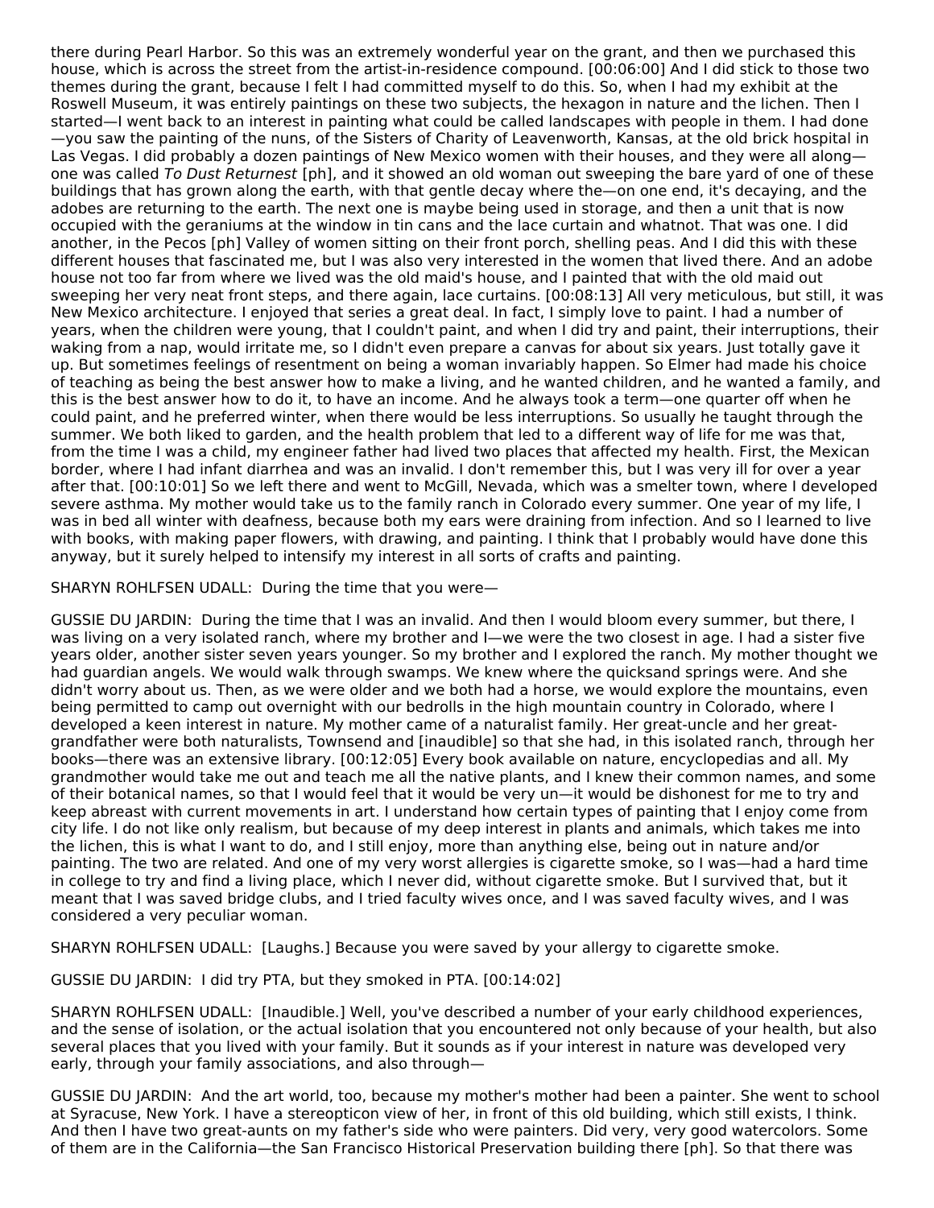there during Pearl Harbor. So this was an extremely wonderful year on the grant, and then we purchased this house, which is across the street from the artist-in-residence compound. [00:06:00] And I did stick to those two themes during the grant, because I felt I had committed myself to do this. So, when I had my exhibit at the Roswell Museum, it was entirely paintings on these two subjects, the hexagon in nature and the lichen. Then I started—I went back to an interest in painting what could be called landscapes with people in them. I had done—you saw the painting of the nuns, of the Sisters of Charity of Leavenworth, Kansas, at the old brick hospital in Las Vegas. I did probably a dozen paintings of New Mexico women with their houses, and they were all along—one was called *To Dust Returnest* [ph], and it showed an old woman out sweeping the bare yard of one of these buildings that has grown along the earth, with that gentle decay where the—on one end, it's decaying, and the adobes are returning to the earth. The next one is maybe being used in storage, and then a unit that is now occupied with the geraniums at the window in tin cans and the lace curtain and whatnot. That was one. I did another, in the Pecos [ph] Valley of women sitting on their front porch, shelling peas. And I did this with these different houses that fascinated me, but I was also very interested in the women that lived there. And an adobe house not too far from where we lived was the old maid's house, and I painted that with the old maid out sweeping her very neat front steps, and there again, lace curtains. [00:08:13] All very meticulous, but still, it was New Mexico architecture. I enjoyed that series a great deal. In fact, I simply love to paint. I had a number of years, when the children were young, that I couldn't paint, and when I did try and paint, their interruptions, their waking from a nap, would irritate me, so I didn't even prepare a canvas for about six years. Just totally gave it up. But sometimes feelings of resentment on being a woman invariably happen. So Elmer had made his choice of teaching as being the best answer how to make a living, and he wanted children, and he wanted a family, and this is the best answer how to do it, to have an income. And he always took a term—one quarter off when he could paint, and he preferred winter, when there would be less interruptions. So usually he taught through the summer. We both liked to garden, and the health problem that led to a different way of life for me was that, from the time I was a child, my engineer father had lived two places that affected my health. First, the Mexican border, where I had infant diarrhea and was an invalid. I don't remember this, but I was very ill for over a year after that. [00:10:01] So we left there and went to McGill, Nevada, which was a smelter town, where I developed severe asthma. My mother would take us to the family ranch in Colorado every summer. One year of my life, I was in bed all winter with deafness, because both my ears were draining from infection. And so I learned to live with books, with making paper flowers, with drawing, and painting. I think that I probably would have done this anyway, but it surely helped to intensify my interest in all sorts of crafts and painting.

SHARYN ROHLFSEN UDALL: During the time that you were—

GUSSIE DU JARDIN: During the time that I was an invalid. And then I would bloom every summer, but there, I was living on a very isolated ranch, where my brother and I—we were the two closest in age. I had a sister five years older, another sister seven years younger. So my brother and I explored the ranch. My mother thought we had guardian angels. We would walk through swamps. We knew where the quicksand springs were. And she didn't worry about us. Then, as we were older and we both had a horse, we would explore the mountains, even being permitted to camp out overnight with our bedrolls in the high mountain country in Colorado, where I developed a keen interest in nature. My mother came of a naturalist family. Her great-uncle and her great-grandfather were both naturalists, Townsend and [inaudible] so that she had, in this isolated ranch, through her books—there was an extensive library. [00:12:05] Every book available on nature, encyclopedias and all. My grandmother would take me out and teach me all the native plants, and I knew their common names, and some of their botanical names, so that I would feel that it would be very un—it would be dishonest for me to try and keep abreast with current movements in art. I understand how certain types of painting that I enjoy come from city life. I do not like only realism, but because of my deep interest in plants and animals, which takes me into the lichen, this is what I want to do, and I still enjoy, more than anything else, being out in nature and/or painting. The two are related. And one of my very worst allergies is cigarette smoke, so I was—had a hard time in college to try and find a living place, which I never did, without cigarette smoke. But I survived that, but it meant that I was saved bridge clubs, and I tried faculty wives once, and I was saved faculty wives, and I was considered a very peculiar woman.

SHARYN ROHLFSEN UDALL: [Laughs.] Because you were saved by your allergy to cigarette smoke.

GUSSIE DU JARDIN: I did try PTA, but they smoked in PTA. [00:14:02]

SHARYN ROHLFSEN UDALL: [Inaudible.] Well, you've described a number of your early childhood experiences, and the sense of isolation, or the actual isolation that you encountered not only because of your health, but also several places that you lived with your family. But it sounds as if your interest in nature was developed very early, through your family associations, and also through—

GUSSIE DU JARDIN: And the art world, too, because my mother's mother had been a painter. She went to school at Syracuse, New York. I have a stereopticon view of her, in front of this old building, which still exists, I think. And then I have two great-aunts on my father's side who were painters. Did very, very good watercolors. Some of them are in the California—the San Francisco Historical Preservation building there [ph]. So that there was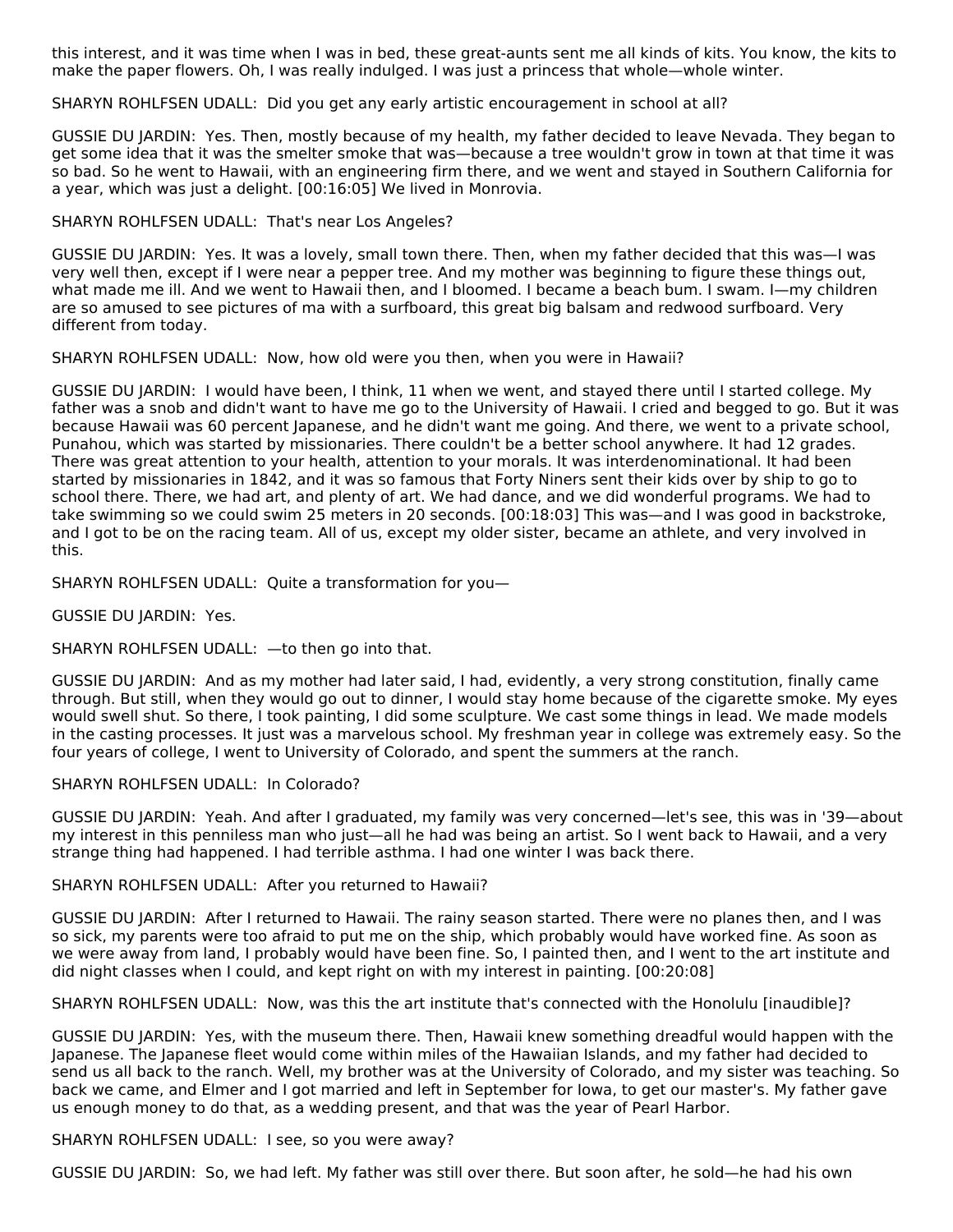this interest, and it was time when I was in bed, these great-aunts sent me all kinds of kits. You know, the kits to make the paper flowers. Oh, I was really indulged. I was just a princess that whole—whole winter.

SHARYN ROHLFSEN UDALL: Did you get any early artistic encouragement in school at all?

GUSSIE DU JARDIN: Yes. Then, mostly because of my health, my father decided to leave Nevada. They began to get some idea that it was the smelter smoke that was—because a tree wouldn't grow in town at that time it was so bad. So he went to Hawaii, with an engineering firm there, and we went and stayed in Southern California for a year, which was just a delight. [00:16:05] We lived in Monrovia.

SHARYN ROHLFSEN UDALL: That's near Los Angeles?

GUSSIE DU JARDIN: Yes. It was a lovely, small town there. Then, when my father decided that this was—I was very well then, except if I were near a pepper tree. And my mother was beginning to figure these things out, what made me ill. And we went to Hawaii then, and I bloomed. I became a beach bum. I swam. I—my children are so amused to see pictures of ma with a surfboard, this great big balsam and redwood surfboard. Very different from today.

SHARYN ROHLFSEN UDALL: Now, how old were you then, when you were in Hawaii?

GUSSIE DU JARDIN: I would have been, I think, 11 when we went, and stayed there until I started college. My father was a snob and didn't want to have me go to the University of Hawaii. I cried and begged to go. But it was because Hawaii was 60 percent Japanese, and he didn't want me going. And there, we went to a private school, Punahou, which was started by missionaries. There couldn't be a better school anywhere. It had 12 grades. There was great attention to your health, attention to your morals. It was interdenominational. It had been started by missionaries in 1842, and it was so famous that Forty Niners sent their kids over by ship to go to school there. There, we had art, and plenty of art. We had dance, and we did wonderful programs. We had to take swimming so we could swim 25 meters in 20 seconds. [00:18:03] This was—and I was good in backstroke, and I got to be on the racing team. All of us, except my older sister, became an athlete, and very involved in this.

SHARYN ROHLFSEN UDALL: Quite a transformation for you—

GUSSIE DU JARDIN: Yes.

SHARYN ROHLFSEN UDALL: —to then go into that.

GUSSIE DU JARDIN: And as my mother had later said, I had, evidently, a very strong constitution, finally came through. But still, when they would go out to dinner, I would stay home because of the cigarette smoke. My eyes would swell shut. So there, I took painting, I did some sculpture. We cast some things in lead. We made models in the casting processes. It just was a marvelous school. My freshman year in college was extremely easy. So the four years of college, I went to University of Colorado, and spent the summers at the ranch.

SHARYN ROHLFSEN UDALL: In Colorado?

GUSSIE DU JARDIN: Yeah. And after I graduated, my family was very concerned—let's see, this was in '39—about my interest in this penniless man who just—all he had was being an artist. So I went back to Hawaii, and a very strange thing had happened. I had terrible asthma. I had one winter I was back there.

SHARYN ROHLFSEN UDALL: After you returned to Hawaii?

GUSSIE DU JARDIN: After I returned to Hawaii. The rainy season started. There were no planes then, and I was so sick, my parents were too afraid to put me on the ship, which probably would have worked fine. As soon as we were away from land, I probably would have been fine. So, I painted then, and I went to the art institute and did night classes when I could, and kept right on with my interest in painting. [00:20:08]

SHARYN ROHLFSEN UDALL: Now, was this the art institute that's connected with the Honolulu [inaudible]?

GUSSIE DU JARDIN: Yes, with the museum there. Then, Hawaii knew something dreadful would happen with the Japanese. The Japanese fleet would come within miles of the Hawaiian Islands, and my father had decided to send us all back to the ranch. Well, my brother was at the University of Colorado, and my sister was teaching. So back we came, and Elmer and I got married and left in September for Iowa, to get our master's. My father gave us enough money to do that, as a wedding present, and that was the year of Pearl Harbor.

SHARYN ROHLFSEN UDALL: I see, so you were away?

GUSSIE DU JARDIN: So, we had left. My father was still over there. But soon after, he sold—he had his own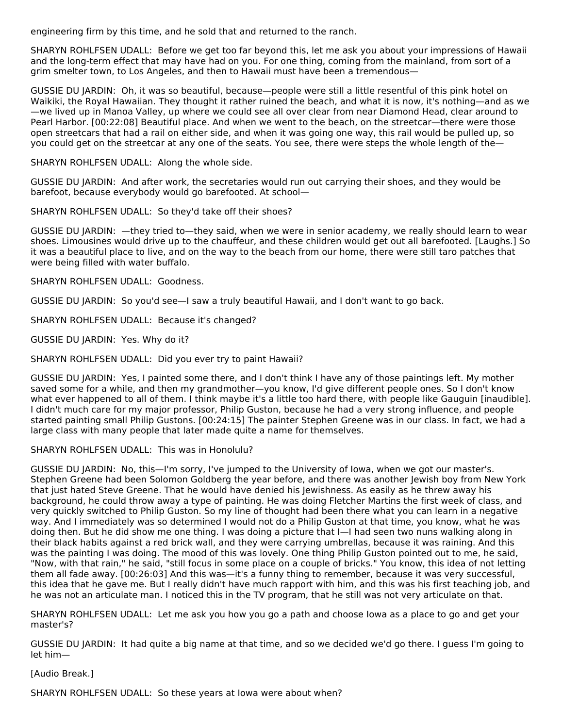engineering firm by this time, and he sold that and returned to the ranch.

SHARYN ROHLFSEN UDALL: Before we get too far beyond this, let me ask you about your impressions of Hawaii and the long-term effect that may have had on you. For one thing, coming from the mainland, from sort of a grim smelter town, to Los Angeles, and then to Hawaii must have been a tremendous—

GUSSIE DU JARDIN: Oh, it was so beautiful, because—people were still a little resentful of this pink hotel on Waikiki, the Royal Hawaiian. They thought it rather ruined the beach, and what it is now, it's nothing—and as we—we lived up in Manoa Valley, up where we could see all over clear from near Diamond Head, clear around to Pearl Harbor. [00:22:08] Beautiful place. And when we went to the beach, on the streetcar—there were those open streetcars that had a rail on either side, and when it was going one way, this rail would be pulled up, so you could get on the streetcar at any one of the seats. You see, there were steps the whole length of the—

SHARYN ROHLFSEN UDALL: Along the whole side.

GUSSIE DU JARDIN: And after work, the secretaries would run out carrying their shoes, and they would be barefoot, because everybody would go barefooted. At school—

SHARYN ROHLFSEN UDALL: So they'd take off their shoes?

GUSSIE DU JARDIN: —they tried to—they said, when we were in senior academy, we really should learn to wear shoes. Limousines would drive up to the chauffeur, and these children would get out all barefooted. [Laughs.] So it was a beautiful place to live, and on the way to the beach from our home, there were still taro patches that were being filled with water buffalo.

SHARYN ROHLFSEN UDALL: Goodness.

GUSSIE DU JARDIN: So you'd see—I saw a truly beautiful Hawaii, and I don't want to go back.

SHARYN ROHLFSEN UDALL: Because it's changed?

GUSSIE DU JARDIN: Yes. Why do it?

SHARYN ROHLFSEN UDALL: Did you ever try to paint Hawaii?

GUSSIE DU JARDIN: Yes, I painted some there, and I don't think I have any of those paintings left. My mother saved some for a while, and then my grandmother—you know, I'd give different people ones. So I don't know what ever happened to all of them. I think maybe it's a little too hard there, with people like Gauguin [inaudible]. I didn't much care for my major professor, Philip Guston, because he had a very strong influence, and people started painting small Philip Gustons. [00:24:15] The painter Stephen Greene was in our class. In fact, we had a large class with many people that later made quite a name for themselves.

SHARYN ROHLFSEN UDALL: This was in Honolulu?

GUSSIE DU JARDIN: No, this—I'm sorry, I've jumped to the University of Iowa, when we got our master's. Stephen Greene had been Solomon Goldberg the year before, and there was another Jewish boy from New York that just hated Steve Greene. That he would have denied his Jewishness. As easily as he threw away his background, he could throw away a type of painting. He was doing Fletcher Martins the first week of class, and very quickly switched to Philip Guston. So my line of thought had been there what you can learn in a negative way. And I immediately was so determined I would not do a Philip Guston at that time, you know, what he was doing then. But he did show me one thing. I was doing a picture that I—I had seen two nuns walking along in their black habits against a red brick wall, and they were carrying umbrellas, because it was raining. And this was the painting I was doing. The mood of this was lovely. One thing Philip Guston pointed out to me, he said, "Now, with that rain," he said, "still focus in some place on a couple of bricks." You know, this idea of not letting them all fade away. [00:26:03] And this was—it's a funny thing to remember, because it was very successful, this idea that he gave me. But I really didn't have much rapport with him, and this was his first teaching job, and he was not an articulate man. I noticed this in the TV program, that he still was not very articulate on that.

SHARYN ROHLFSEN UDALL: Let me ask you how you go a path and choose Iowa as a place to go and get your master's?

GUSSIE DU JARDIN: It had quite a big name at that time, and so we decided we'd go there. I guess I'm going to let him—

[Audio Break.]

SHARYN ROHLFSEN UDALL: So these years at Iowa were about when?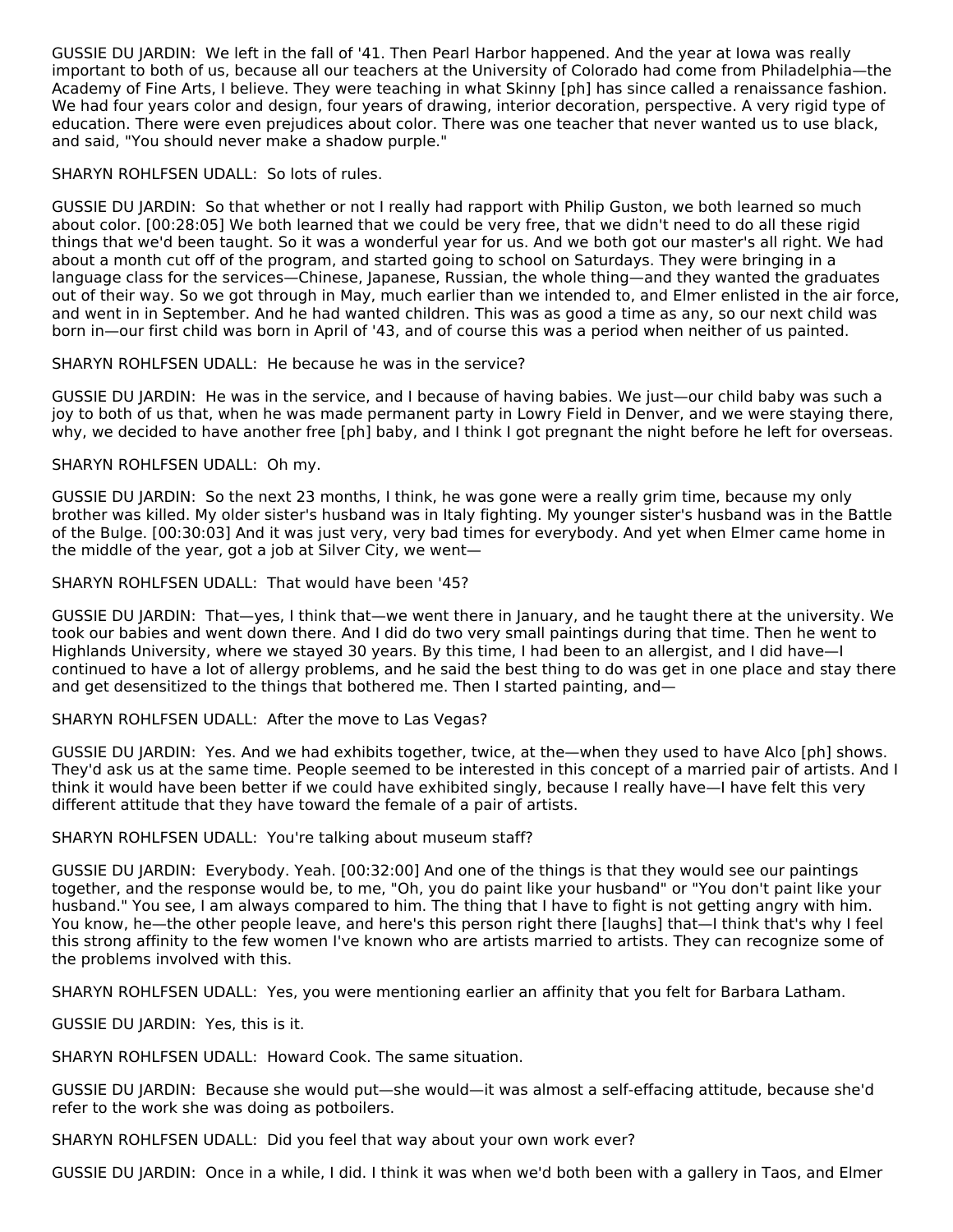GUSSIE DU JARDIN: We left in the fall of '41. Then Pearl Harbor happened. And the year at Iowa was really important to both of us, because all our teachers at the University of Colorado had come from Philadelphia—the Academy of Fine Arts, I believe. They were teaching in what Skinny [ph] has since called a renaissance fashion. We had four years color and design, four years of drawing, interior decoration, perspective. A very rigid type of education. There were even prejudices about color. There was one teacher that never wanted us to use black, and said, "You should never make a shadow purple."

SHARYN ROHLFSEN UDALL: So lots of rules.

GUSSIE DU JARDIN: So that whether or not I really had rapport with Philip Guston, we both learned so much about color. [00:28:05] We both learned that we could be very free, that we didn't need to do all these rigid things that we'd been taught. So it was a wonderful year for us. And we both got our master's all right. We had about a month cut off of the program, and started going to school on Saturdays. They were bringing in a language class for the services—Chinese, Japanese, Russian, the whole thing—and they wanted the graduates out of their way. So we got through in May, much earlier than we intended to, and Elmer enlisted in the air force, and went in in September. And he had wanted children. This was as good a time as any, so our next child was born in—our first child was born in April of '43, and of course this was a period when neither of us painted.

SHARYN ROHLFSEN UDALL: He because he was in the service?

GUSSIE DU JARDIN: He was in the service, and I because of having babies. We just—our child baby was such a joy to both of us that, when he was made permanent party in Lowry Field in Denver, and we were staying there, why, we decided to have another free [ph] baby, and I think I got pregnant the night before he left for overseas.

SHARYN ROHLFSEN UDALL: Oh my.

GUSSIE DU JARDIN: So the next 23 months, I think, he was gone were a really grim time, because my only brother was killed. My older sister's husband was in Italy fighting. My younger sister's husband was in the Battle of the Bulge. [00:30:03] And it was just very, very bad times for everybody. And yet when Elmer came home in the middle of the year, got a job at Silver City, we went—

SHARYN ROHLFSEN UDALL: That would have been '45?

GUSSIE DU JARDIN: That—yes, I think that—we went there in January, and he taught there at the university. We took our babies and went down there. And I did do two very small paintings during that time. Then he went to Highlands University, where we stayed 30 years. By this time, I had been to an allergist, and I did have—I continued to have a lot of allergy problems, and he said the best thing to do was get in one place and stay there and get desensitized to the things that bothered me. Then I started painting, and—

SHARYN ROHLFSEN UDALL: After the move to Las Vegas?

GUSSIE DU JARDIN: Yes. And we had exhibits together, twice, at the—when they used to have Alco [ph] shows. They'd ask us at the same time. People seemed to be interested in this concept of a married pair of artists. And I think it would have been better if we could have exhibited singly, because I really have—I have felt this very different attitude that they have toward the female of a pair of artists.

SHARYN ROHLFSEN UDALL: You're talking about museum staff?

GUSSIE DU JARDIN: Everybody. Yeah. [00:32:00] And one of the things is that they would see our paintings together, and the response would be, to me, "Oh, you do paint like your husband" or "You don't paint like your husband." You see, I am always compared to him. The thing that I have to fight is not getting angry with him. You know, he—the other people leave, and here's this person right there [laughs] that—I think that's why I feel this strong affinity to the few women I've known who are artists married to artists. They can recognize some of the problems involved with this.

SHARYN ROHLFSEN UDALL: Yes, you were mentioning earlier an affinity that you felt for Barbara Latham.

GUSSIE DU JARDIN: Yes, this is it.

SHARYN ROHLFSEN UDALL: Howard Cook. The same situation.

GUSSIE DU JARDIN: Because she would put—she would—it was almost a self-effacing attitude, because she'd refer to the work she was doing as potboilers.

SHARYN ROHLFSEN UDALL: Did you feel that way about your own work ever?

GUSSIE DU JARDIN: Once in a while, I did. I think it was when we'd both been with a gallery in Taos, and Elmer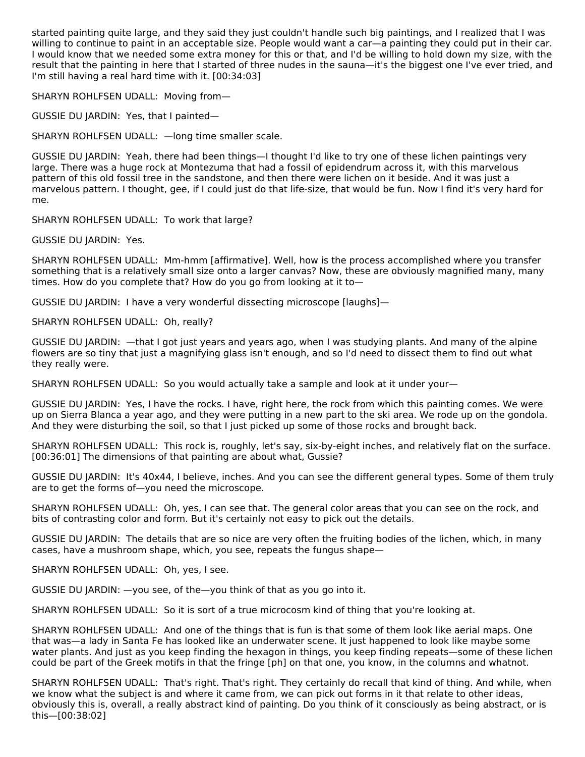started painting quite large, and they said they just couldn't handle such big paintings, and I realized that I was willing to continue to paint in an acceptable size. People would want a car—a painting they could put in their car. I would know that we needed some extra money for this or that, and I'd be willing to hold down my size, with the result that the painting in here that I started of three nudes in the sauna—it's the biggest one I've ever tried, and I'm still having a real hard time with it. [00:34:03]

SHARYN ROHLFSEN UDALL: Moving from—

GUSSIE DU JARDIN: Yes, that I painted—

SHARYN ROHLFSEN UDALL: —long time smaller scale.

GUSSIE DU JARDIN: Yeah, there had been things—I thought I'd like to try one of these lichen paintings very large. There was a huge rock at Montezuma that had a fossil of epidendrum across it, with this marvelous pattern of this old fossil tree in the sandstone, and then there were lichen on it beside. And it was just a marvelous pattern. I thought, gee, if I could just do that life-size, that would be fun. Now I find it's very hard for me.

SHARYN ROHLFSEN UDALL: To work that large?

GUSSIE DU JARDIN: Yes.

SHARYN ROHLFSEN UDALL: Mm-hmm [affirmative]. Well, how is the process accomplished where you transfer something that is a relatively small size onto a larger canvas? Now, these are obviously magnified many, many times. How do you complete that? How do you go from looking at it to—

GUSSIE DU JARDIN: I have a very wonderful dissecting microscope [laughs]—

SHARYN ROHLFSEN UDALL: Oh, really?

GUSSIE DU JARDIN: —that I got just years and years ago, when I was studying plants. And many of the alpine flowers are so tiny that just a magnifying glass isn't enough, and so I'd need to dissect them to find out what they really were.

SHARYN ROHLFSEN UDALL: So you would actually take a sample and look at it under your—

GUSSIE DU JARDIN: Yes, I have the rocks. I have, right here, the rock from which this painting comes. We were up on Sierra Blanca a year ago, and they were putting in a new part to the ski area. We rode up on the gondola. And they were disturbing the soil, so that I just picked up some of those rocks and brought back.

SHARYN ROHLFSEN UDALL: This rock is, roughly, let's say, six-by-eight inches, and relatively flat on the surface. [00:36:01] The dimensions of that painting are about what, Gussie?

GUSSIE DU JARDIN: It's 40x44, I believe, inches. And you can see the different general types. Some of them truly are to get the forms of—you need the microscope.

SHARYN ROHLFSEN UDALL: Oh, yes, I can see that. The general color areas that you can see on the rock, and bits of contrasting color and form. But it's certainly not easy to pick out the details.

GUSSIE DU JARDIN: The details that are so nice are very often the fruiting bodies of the lichen, which, in many cases, have a mushroom shape, which, you see, repeats the fungus shape—

SHARYN ROHLFSEN UDALL: Oh, yes, I see.

GUSSIE DU JARDIN: —you see, of the—you think of that as you go into it.

SHARYN ROHLFSEN UDALL: So it is sort of a true microcosm kind of thing that you're looking at.

SHARYN ROHLFSEN UDALL: And one of the things that is fun is that some of them look like aerial maps. One that was—a lady in Santa Fe has looked like an underwater scene. It just happened to look like maybe some water plants. And just as you keep finding the hexagon in things, you keep finding repeats—some of these lichen could be part of the Greek motifs in that the fringe [ph] on that one, you know, in the columns and whatnot.

SHARYN ROHLFSEN UDALL: That's right. That's right. They certainly do recall that kind of thing. And while, when we know what the subject is and where it came from, we can pick out forms in it that relate to other ideas, obviously this is, overall, a really abstract kind of painting. Do you think of it consciously as being abstract, or is this—[00:38:02]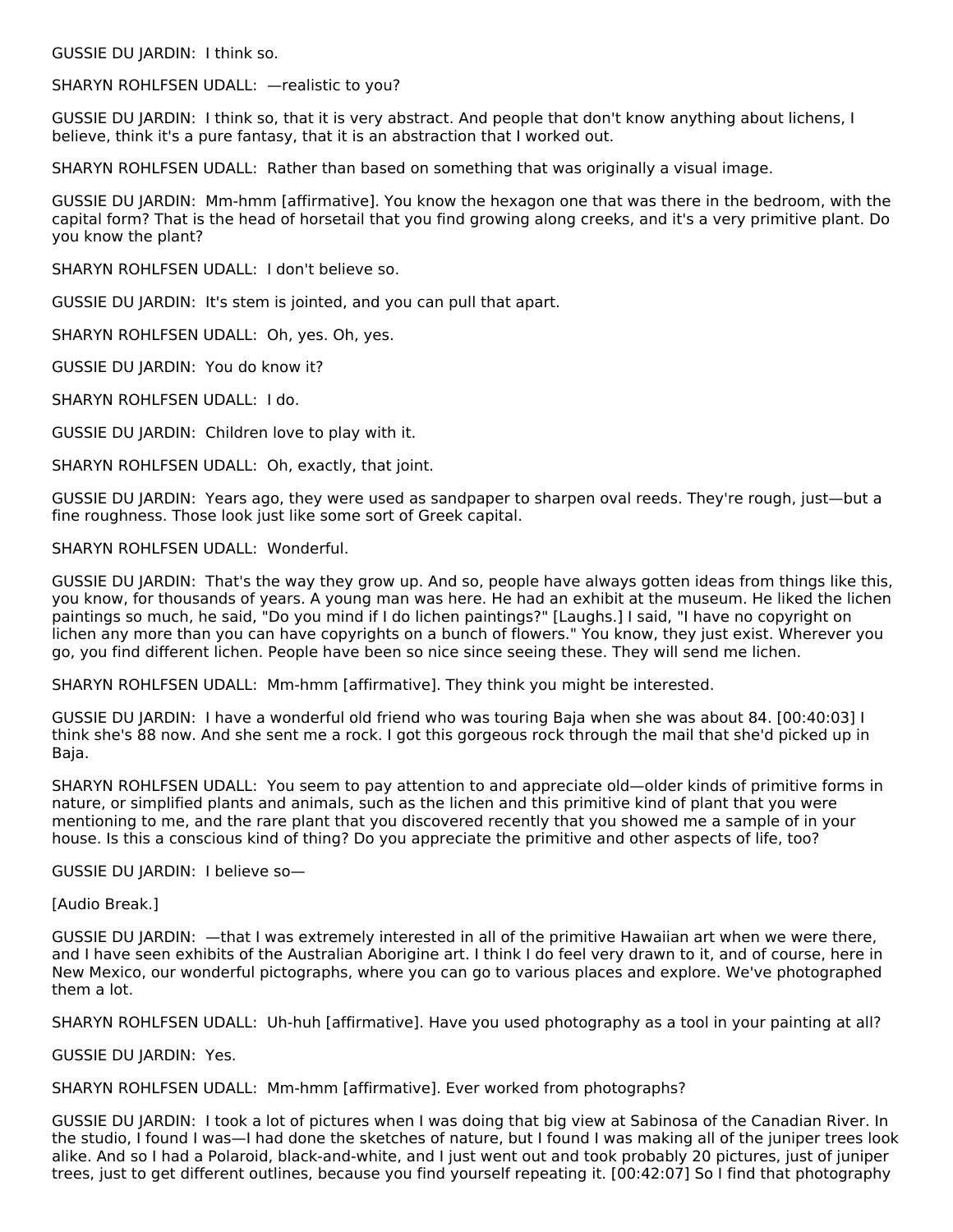GUSSIE DU JARDIN: I think so.

SHARYN ROHLFSEN UDALL: —realistic to you?

GUSSIE DU JARDIN: I think so, that it is very abstract. And people that don't know anything about lichens, I believe, think it's a pure fantasy, that it is an abstraction that I worked out.

SHARYN ROHLFSEN UDALL: Rather than based on something that was originally a visual image.

GUSSIE DU JARDIN: Mm-hmm [affirmative]. You know the hexagon one that was there in the bedroom, with the capital form? That is the head of horsetail that you find growing along creeks, and it's a very primitive plant. Do you know the plant?

SHARYN ROHLFSEN UDALL: I don't believe so.

GUSSIE DU JARDIN: It's stem is jointed, and you can pull that apart.

SHARYN ROHLFSEN UDALL: Oh, yes. Oh, yes.

GUSSIE DU JARDIN: You do know it?

SHARYN ROHLFSEN UDALL: I do.

GUSSIE DU JARDIN: Children love to play with it.

SHARYN ROHLFSEN UDALL: Oh, exactly, that joint.

GUSSIE DU JARDIN: Years ago, they were used as sandpaper to sharpen oval reeds. They're rough, just—but a fine roughness. Those look just like some sort of Greek capital.

SHARYN ROHLFSEN UDALL: Wonderful.

GUSSIE DU JARDIN: That's the way they grow up. And so, people have always gotten ideas from things like this, you know, for thousands of years. A young man was here. He had an exhibit at the museum. He liked the lichen paintings so much, he said, "Do you mind if I do lichen paintings?" [Laughs.] I said, "I have no copyright on lichen any more than you can have copyrights on a bunch of flowers." You know, they just exist. Wherever you go, you find different lichen. People have been so nice since seeing these. They will send me lichen.

SHARYN ROHLFSEN UDALL: Mm-hmm [affirmative]. They think you might be interested.

GUSSIE DU JARDIN: I have a wonderful old friend who was touring Baja when she was about 84. [00:40:03] I think she's 88 now. And she sent me a rock. I got this gorgeous rock through the mail that she'd picked up in Baja.

SHARYN ROHLFSEN UDALL: You seem to pay attention to and appreciate old—older kinds of primitive forms in nature, or simplified plants and animals, such as the lichen and this primitive kind of plant that you were mentioning to me, and the rare plant that you discovered recently that you showed me a sample of in your house. Is this a conscious kind of thing? Do you appreciate the primitive and other aspects of life, too?

GUSSIE DU JARDIN: I believe so—

[Audio Break.]

GUSSIE DU JARDIN: —that I was extremely interested in all of the primitive Hawaiian art when we were there, and I have seen exhibits of the Australian Aborigine art. I think I do feel very drawn to it, and of course, here in New Mexico, our wonderful pictographs, where you can go to various places and explore. We've photographed them a lot.

SHARYN ROHLFSEN UDALL: Uh-huh [affirmative]. Have you used photography as a tool in your painting at all?

GUSSIE DU JARDIN: Yes.

SHARYN ROHLFSEN UDALL: Mm-hmm [affirmative]. Ever worked from photographs?

GUSSIE DU JARDIN: I took a lot of pictures when I was doing that big view at Sabinosa of the Canadian River. In the studio, I found I was—I had done the sketches of nature, but I found I was making all of the juniper trees look alike. And so I had a Polaroid, black-and-white, and I just went out and took probably 20 pictures, just of juniper trees, just to get different outlines, because you find yourself repeating it. [00:42:07] So I find that photography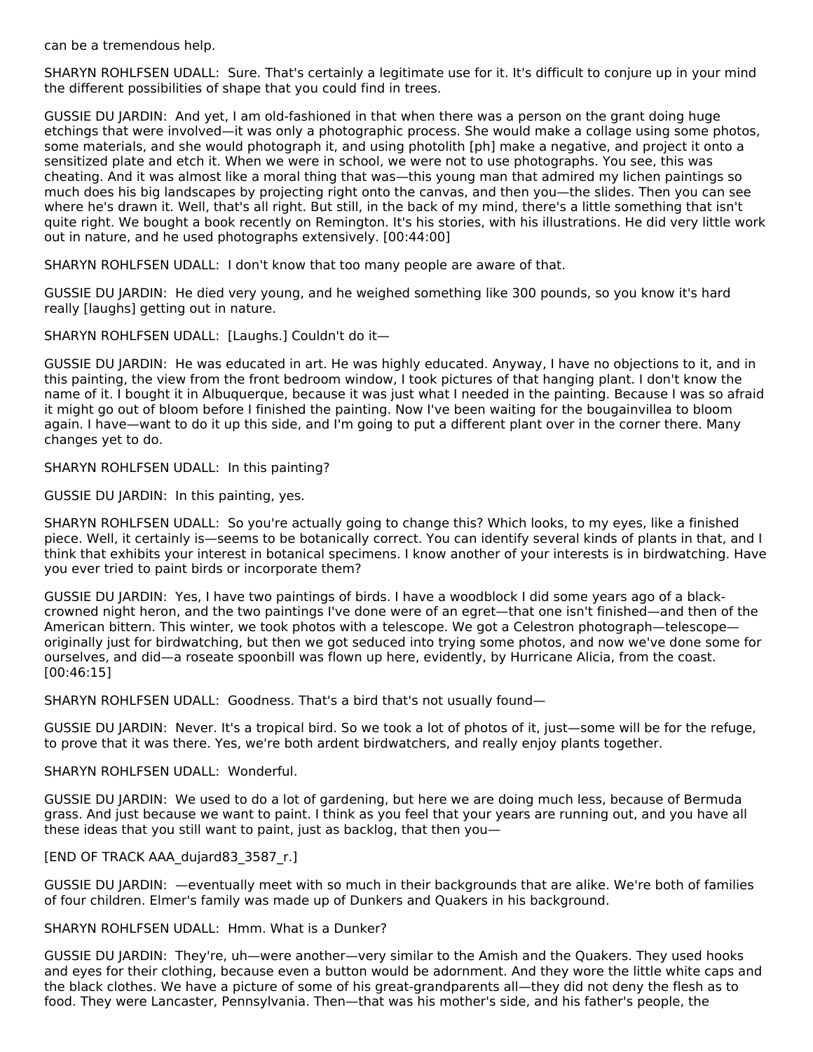can be a tremendous help.

SHARYN ROHLFSEN UDALL: Sure. That's certainly a legitimate use for it. It's difficult to conjure up in your mind the different possibilities of shape that you could find in trees.

GUSSIE DU JARDIN: And yet, I am old-fashioned in that when there was a person on the grant doing huge etchings that were involved—it was only a photographic process. She would make a collage using some photos, some materials, and she would photograph it, and using photolith [ph] make a negative, and project it onto a sensitized plate and etch it. When we were in school, we were not to use photographs. You see, this was cheating. And it was almost like a moral thing that was—this young man that admired my lichen paintings so much does his big landscapes by projecting right onto the canvas, and then you—the slides. Then you can see where he's drawn it. Well, that's all right. But still, in the back of my mind, there's a little something that isn't quite right. We bought a book recently on Remington. It's his stories, with his illustrations. He did very little work out in nature, and he used photographs extensively. [00:44:00]

SHARYN ROHLFSEN UDALL: I don't know that too many people are aware of that.

GUSSIE DU JARDIN: He died very young, and he weighed something like 300 pounds, so you know it's hard really [laughs] getting out in nature.

SHARYN ROHLFSEN UDALL: [Laughs.] Couldn't do it—

GUSSIE DU JARDIN: He was educated in art. He was highly educated. Anyway, I have no objections to it, and in this painting, the view from the front bedroom window, I took pictures of that hanging plant. I don't know the name of it. I bought it in Albuquerque, because it was just what I needed in the painting. Because I was so afraid it might go out of bloom before I finished the painting. Now I've been waiting for the bougainvillea to bloom again. I have—want to do it up this side, and I'm going to put a different plant over in the corner there. Many changes yet to do.

SHARYN ROHLFSEN UDALL: In this painting?

GUSSIE DU JARDIN: In this painting, yes.

SHARYN ROHLFSEN UDALL: So you're actually going to change this? Which looks, to my eyes, like a finished piece. Well, it certainly is—seems to be botanically correct. You can identify several kinds of plants in that, and I think that exhibits your interest in botanical specimens. I know another of your interests is in birdwatching. Have you ever tried to paint birds or incorporate them?

GUSSIE DU JARDIN: Yes, I have two paintings of birds. I have a woodblock I did some years ago of a black-crowned night heron, and the two paintings I've done were of an egret—that one isn't finished—and then of the American bittern. This winter, we took photos with a telescope. We got a Celestron photograph—telescope—originally just for birdwatching, but then we got seduced into trying some photos, and now we've done some for ourselves, and did—a roseate spoonbill was flown up here, evidently, by Hurricane Alicia, from the coast. [00:46:15]

SHARYN ROHLFSEN UDALL: Goodness. That's a bird that's not usually found—

GUSSIE DU JARDIN: Never. It's a tropical bird. So we took a lot of photos of it, just—some will be for the refuge, to prove that it was there. Yes, we're both ardent birdwatchers, and really enjoy plants together.

SHARYN ROHLFSEN UDALL: Wonderful.

GUSSIE DU JARDIN: We used to do a lot of gardening, but here we are doing much less, because of Bermuda grass. And just because we want to paint. I think as you feel that your years are running out, and you have all these ideas that you still want to paint, just as backlog, that then you—

[END OF TRACK AAA_dujard83_3587_r.]

GUSSIE DU JARDIN: —eventually meet with so much in their backgrounds that are alike. We're both of families of four children. Elmer's family was made up of Dunkers and Quakers in his background.

SHARYN ROHLFSEN UDALL: Hmm. What is a Dunker?

GUSSIE DU JARDIN: They're, uh—were another—very similar to the Amish and the Quakers. They used hooks and eyes for their clothing, because even a button would be adornment. And they wore the little white caps and the black clothes. We have a picture of some of his great-grandparents all—they did not deny the flesh as to food. They were Lancaster, Pennsylvania. Then—that was his mother's side, and his father's people, the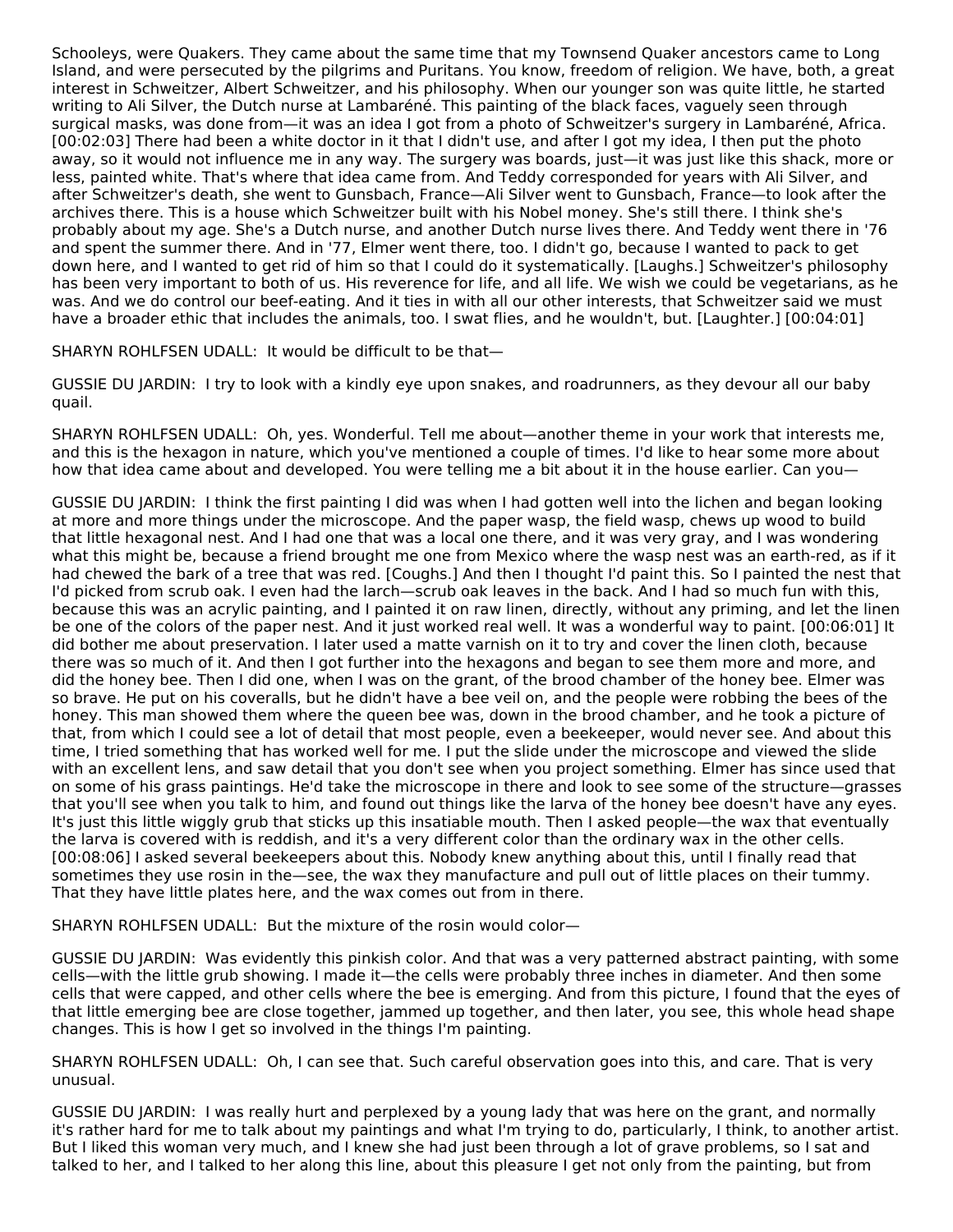Schooleys, were Quakers. They came about the same time that my Townsend Quaker ancestors came to Long Island, and were persecuted by the pilgrims and Puritans. You know, freedom of religion. We have, both, a great interest in Schweitzer, Albert Schweitzer, and his philosophy. When our younger son was quite little, he started writing to Ali Silver, the Dutch nurse at Lambaréné. This painting of the black faces, vaguely seen through surgical masks, was done from—it was an idea I got from a photo of Schweitzer's surgery in Lambaréné, Africa. [00:02:03] There had been a white doctor in it that I didn't use, and after I got my idea, I then put the photo away, so it would not influence me in any way. The surgery was boards, just—it was just like this shack, more or less, painted white. That's where that idea came from. And Teddy corresponded for years with Ali Silver, and after Schweitzer's death, she went to Gunsbach, France—Ali Silver went to Gunsbach, France—to look after the archives there. This is a house which Schweitzer built with his Nobel money. She's still there. I think she's probably about my age. She's a Dutch nurse, and another Dutch nurse lives there. And Teddy went there in '76 and spent the summer there. And in '77, Elmer went there, too. I didn't go, because I wanted to pack to get down here, and I wanted to get rid of him so that I could do it systematically. [Laughs.] Schweitzer's philosophy has been very important to both of us. His reverence for life, and all life. We wish we could be vegetarians, as he was. And we do control our beef-eating. And it ties in with all our other interests, that Schweitzer said we must have a broader ethic that includes the animals, too. I swat flies, and he wouldn't, but. [Laughter.] [00:04:01]

SHARYN ROHLFSEN UDALL: It would be difficult to be that—

GUSSIE DU JARDIN: I try to look with a kindly eye upon snakes, and roadrunners, as they devour all our baby quail.

SHARYN ROHLFSEN UDALL: Oh, yes. Wonderful. Tell me about—another theme in your work that interests me, and this is the hexagon in nature, which you've mentioned a couple of times. I'd like to hear some more about how that idea came about and developed. You were telling me a bit about it in the house earlier. Can you—

GUSSIE DU JARDIN: I think the first painting I did was when I had gotten well into the lichen and began looking at more and more things under the microscope. And the paper wasp, the field wasp, chews up wood to build that little hexagonal nest. And I had one that was a local one there, and it was very gray, and I was wondering what this might be, because a friend brought me one from Mexico where the wasp nest was an earth-red, as if it had chewed the bark of a tree that was red. [Coughs.] And then I thought I'd paint this. So I painted the nest that I'd picked from scrub oak. I even had the larch—scrub oak leaves in the back. And I had so much fun with this, because this was an acrylic painting, and I painted it on raw linen, directly, without any priming, and let the linen be one of the colors of the paper nest. And it just worked real well. It was a wonderful way to paint. [00:06:01] It did bother me about preservation. I later used a matte varnish on it to try and cover the linen cloth, because there was so much of it. And then I got further into the hexagons and began to see them more and more, and did the honey bee. Then I did one, when I was on the grant, of the brood chamber of the honey bee. Elmer was so brave. He put on his coveralls, but he didn't have a bee veil on, and the people were robbing the bees of the honey. This man showed them where the queen bee was, down in the brood chamber, and he took a picture of that, from which I could see a lot of detail that most people, even a beekeeper, would never see. And about this time, I tried something that has worked well for me. I put the slide under the microscope and viewed the slide with an excellent lens, and saw detail that you don't see when you project something. Elmer has since used that on some of his grass paintings. He'd take the microscope in there and look to see some of the structure—grasses that you'll see when you talk to him, and found out things like the larva of the honey bee doesn't have any eyes. It's just this little wiggly grub that sticks up this insatiable mouth. Then I asked people—the wax that eventually the larva is covered with is reddish, and it's a very different color than the ordinary wax in the other cells. [00:08:06] I asked several beekeepers about this. Nobody knew anything about this, until I finally read that sometimes they use rosin in the—see, the wax they manufacture and pull out of little places on their tummy. That they have little plates here, and the wax comes out from in there.

SHARYN ROHLFSEN UDALL: But the mixture of the rosin would color—

GUSSIE DU JARDIN: Was evidently this pinkish color. And that was a very patterned abstract painting, with some cells—with the little grub showing. I made it—the cells were probably three inches in diameter. And then some cells that were capped, and other cells where the bee is emerging. And from this picture, I found that the eyes of that little emerging bee are close together, jammed up together, and then later, you see, this whole head shape changes. This is how I get so involved in the things I'm painting.

SHARYN ROHLFSEN UDALL: Oh, I can see that. Such careful observation goes into this, and care. That is very unusual.

GUSSIE DU JARDIN: I was really hurt and perplexed by a young lady that was here on the grant, and normally it's rather hard for me to talk about my paintings and what I'm trying to do, particularly, I think, to another artist. But I liked this woman very much, and I knew she had just been through a lot of grave problems, so I sat and talked to her, and I talked to her along this line, about this pleasure I get not only from the painting, but from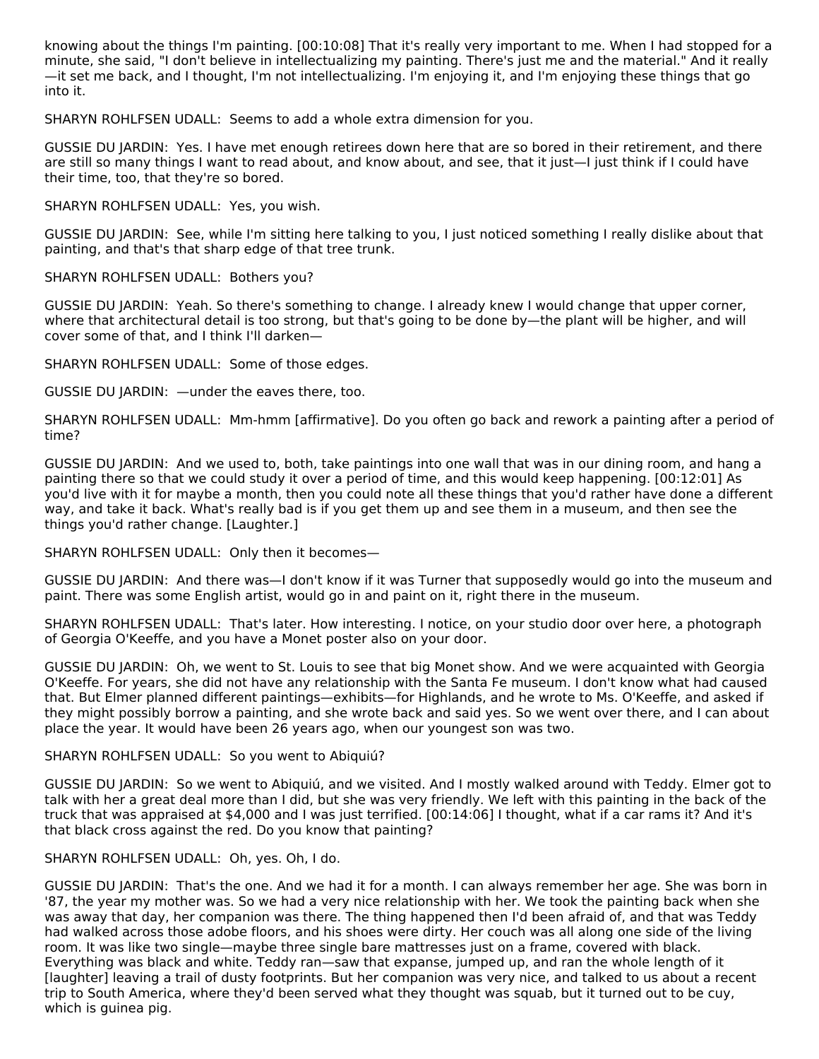knowing about the things I'm painting. [00:10:08] That it's really very important to me. When I had stopped for a minute, she said, "I don't believe in intellectualizing my painting. There's just me and the material." And it really—it set me back, and I thought, I'm not intellectualizing. I'm enjoying it, and I'm enjoying these things that go into it.

SHARYN ROHLFSEN UDALL: Seems to add a whole extra dimension for you.

GUSSIE DU JARDIN: Yes. I have met enough retirees down here that are so bored in their retirement, and there are still so many things I want to read about, and know about, and see, that it just—I just think if I could have their time, too, that they're so bored.

SHARYN ROHLFSEN UDALL: Yes, you wish.

GUSSIE DU JARDIN: See, while I'm sitting here talking to you, I just noticed something I really dislike about that painting, and that's that sharp edge of that tree trunk.

SHARYN ROHLFSEN UDALL: Bothers you?

GUSSIE DU JARDIN: Yeah. So there's something to change. I already knew I would change that upper corner, where that architectural detail is too strong, but that's going to be done by—the plant will be higher, and will cover some of that, and I think I'll darken—

SHARYN ROHLFSEN UDALL: Some of those edges.

GUSSIE DU JARDIN: —under the eaves there, too.

SHARYN ROHLFSEN UDALL: Mm-hmm [affirmative]. Do you often go back and rework a painting after a period of time?

GUSSIE DU JARDIN: And we used to, both, take paintings into one wall that was in our dining room, and hang a painting there so that we could study it over a period of time, and this would keep happening. [00:12:01] As you'd live with it for maybe a month, then you could note all these things that you'd rather have done a different way, and take it back. What's really bad is if you get them up and see them in a museum, and then see the things you'd rather change. [Laughter.]

SHARYN ROHLFSEN UDALL: Only then it becomes—

GUSSIE DU JARDIN: And there was—I don't know if it was Turner that supposedly would go into the museum and paint. There was some English artist, would go in and paint on it, right there in the museum.

SHARYN ROHLFSEN UDALL: That's later. How interesting. I notice, on your studio door over here, a photograph of Georgia O'Keeffe, and you have a Monet poster also on your door.

GUSSIE DU JARDIN: Oh, we went to St. Louis to see that big Monet show. And we were acquainted with Georgia O'Keeffe. For years, she did not have any relationship with the Santa Fe museum. I don't know what had caused that. But Elmer planned different paintings—exhibits—for Highlands, and he wrote to Ms. O'Keeffe, and asked if they might possibly borrow a painting, and she wrote back and said yes. So we went over there, and I can about place the year. It would have been 26 years ago, when our youngest son was two.

SHARYN ROHLFSEN UDALL: So you went to Abiquiú?

GUSSIE DU JARDIN: So we went to Abiquiú, and we visited. And I mostly walked around with Teddy. Elmer got to talk with her a great deal more than I did, but she was very friendly. We left with this painting in the back of the truck that was appraised at $4,000 and I was just terrified. [00:14:06] I thought, what if a car rams it? And it's that black cross against the red. Do you know that painting?

SHARYN ROHLFSEN UDALL: Oh, yes. Oh, I do.

GUSSIE DU JARDIN: That's the one. And we had it for a month. I can always remember her age. She was born in '87, the year my mother was. So we had a very nice relationship with her. We took the painting back when she was away that day, her companion was there. The thing happened then I'd been afraid of, and that was Teddy had walked across those adobe floors, and his shoes were dirty. Her couch was all along one side of the living room. It was like two single—maybe three single bare mattresses just on a frame, covered with black. Everything was black and white. Teddy ran—saw that expanse, jumped up, and ran the whole length of it [laughter] leaving a trail of dusty footprints. But her companion was very nice, and talked to us about a recent trip to South America, where they'd been served what they thought was squab, but it turned out to be cuy, which is guinea pig.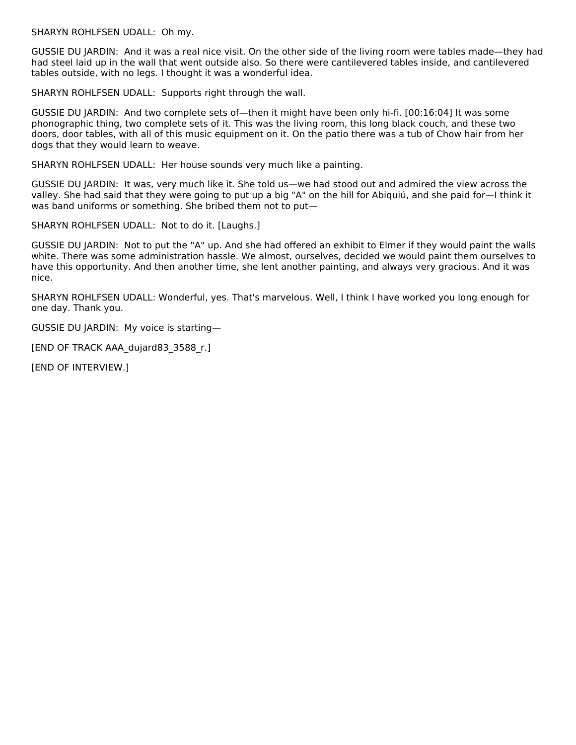SHARYN ROHLFSEN UDALL:  Oh my.

GUSSIE DU JARDIN:  And it was a real nice visit. On the other side of the living room were tables made—they had had steel laid up in the wall that went outside also. So there were cantilevered tables inside, and cantilevered tables outside, with no legs. I thought it was a wonderful idea.

SHARYN ROHLFSEN UDALL:  Supports right through the wall.

GUSSIE DU JARDIN:  And two complete sets of—then it might have been only hi-fi. [00:16:04] It was some phonographic thing, two complete sets of it. This was the living room, this long black couch, and these two doors, door tables, with all of this music equipment on it. On the patio there was a tub of Chow hair from her dogs that they would learn to weave.

SHARYN ROHLFSEN UDALL:  Her house sounds very much like a painting.

GUSSIE DU JARDIN:  It was, very much like it. She told us—we had stood out and admired the view across the valley. She had said that they were going to put up a big "A" on the hill for Abiquiú, and she paid for—I think it was band uniforms or something. She bribed them not to put—

SHARYN ROHLFSEN UDALL:  Not to do it. [Laughs.]

GUSSIE DU JARDIN:  Not to put the "A" up. And she had offered an exhibit to Elmer if they would paint the walls white. There was some administration hassle. We almost, ourselves, decided we would paint them ourselves to have this opportunity. And then another time, she lent another painting, and always very gracious. And it was nice.

SHARYN ROHLFSEN UDALL: Wonderful, yes. That's marvelous. Well, I think I have worked you long enough for one day. Thank you.

GUSSIE DU JARDIN:  My voice is starting—

[END OF TRACK AAA_dujard83_3588_r.]

[END OF INTERVIEW.]